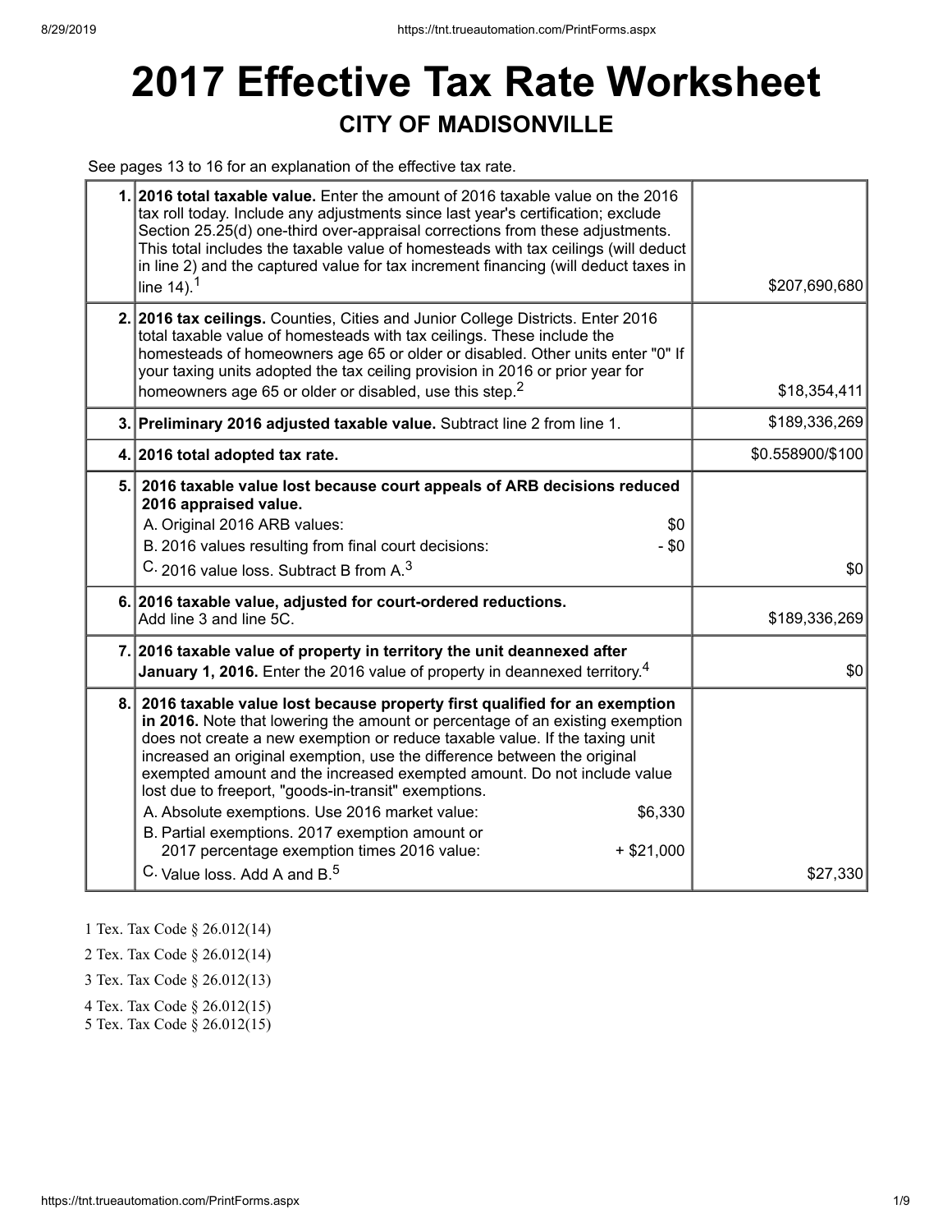# 2017 Effective Tax Rate Worksheet

## CITY OF MADISONVILLE

See pages 13 to 16 for an explanation of the effective tax rate.

| | | |
|---|---|---|
| 1. | **2016 total taxable value.** Enter the amount of 2016 taxable value on the 2016 tax roll today. Include any adjustments since last year's certification; exclude Section 25.25(d) one-third over-appraisal corrections from these adjustments. This total includes the taxable value of homesteads with tax ceilings (will deduct in line 2) and the captured value for tax increment financing (will deduct taxes in line 14).[1] | $207,690,680 |
| 2. | **2016 tax ceilings.** Counties, Cities and Junior College Districts. Enter 2016 total taxable value of homesteads with tax ceilings. These include the homesteads of homeowners age 65 or older or disabled. Other units enter "0" If your taxing units adopted the tax ceiling provision in 2016 or prior year for homeowners age 65 or older or disabled, use this step.[2] | $18,354,411 |
| 3. | **Preliminary 2016 adjusted taxable value.** Subtract line 2 from line 1. | $189,336,269 |
| 4. | **2016 total adopted tax rate.** | $0.558900/$100 |
| 5. | **2016 taxable value lost because court appeals of ARB decisions reduced 2016 appraised value.**<br>A. Original 2016 ARB values: $0<br>B. 2016 values resulting from final court decisions: - $0<br>C. 2016 value loss. Subtract B from A.[3] | $0 |
| 6. | **2016 taxable value, adjusted for court-ordered reductions.**<br>Add line 3 and line 5C. | $189,336,269 |
| 7. | **2016 taxable value of property in territory the unit deannexed after January 1, 2016.** Enter the 2016 value of property in deannexed territory.[4] | $0 |
| 8. | **2016 taxable value lost because property first qualified for an exemption in 2016.** Note that lowering the amount or percentage of an existing exemption does not create a new exemption or reduce taxable value. If the taxing unit increased an original exemption, use the difference between the original exempted amount and the increased exempted amount. Do not include value lost due to freeport, "goods-in-transit" exemptions.<br>A. Absolute exemptions. Use 2016 market value: $6,330<br>B. Partial exemptions. 2017 exemption amount or 2017 percentage exemption times 2016 value: + $21,000<br>C. Value loss. Add A and B.[5] | $27,330 |

1 Tex. Tax Code § 26.012(14)

2 Tex. Tax Code § 26.012(14)

3 Tex. Tax Code § 26.012(13)

4 Tex. Tax Code § 26.012(15)

5 Tex. Tax Code § 26.012(15)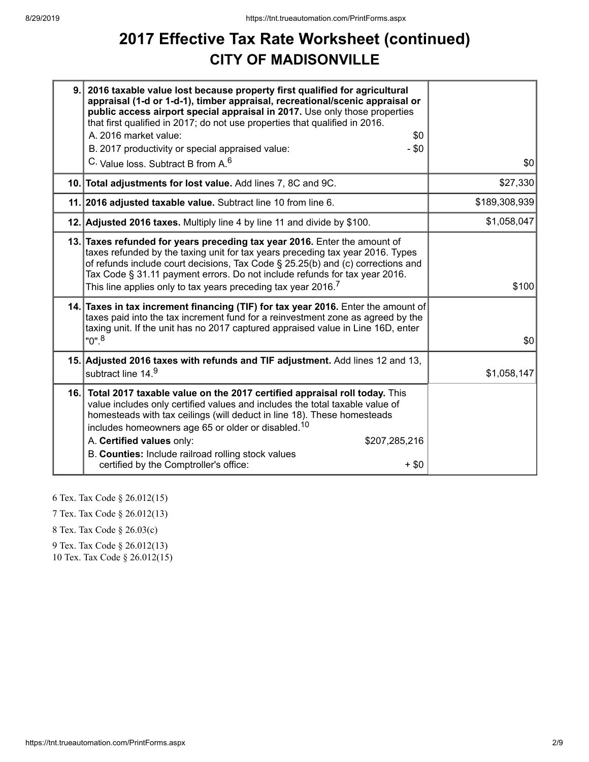# 2017 Effective Tax Rate Worksheet (continued)

## CITY OF MADISONVILLE

| Line | Description | Amount |
|---|---|---|
| 9. | **2016 taxable value lost because property first qualified for agricultural appraisal (1-d or 1-d-1), timber appraisal, recreational/scenic appraisal or public access airport special appraisal in 2017.** Use only those properties that first qualified in 2017; do not use properties that qualified in 2016.<br>A. 2016 market value: $0<br>B. 2017 productivity or special appraised value: - $0<br>C. Value loss. Subtract B from A.[6] | $0 |
| 10. | **Total adjustments for lost value.** Add lines 7, 8C and 9C. | $27,330 |
| 11. | **2016 adjusted taxable value.** Subtract line 10 from line 6. | $189,308,939 |
| 12. | **Adjusted 2016 taxes.** Multiply line 4 by line 11 and divide by $100. | $1,058,047 |
| 13. | **Taxes refunded for years preceding tax year 2016.** Enter the amount of taxes refunded by the taxing unit for tax years preceding tax year 2016. Types of refunds include court decisions, Tax Code § 25.25(b) and (c) corrections and Tax Code § 31.11 payment errors. Do not include refunds for tax year 2016. This line applies only to tax years preceding tax year 2016.[7] | $100 |
| 14. | **Taxes in tax increment financing (TIF) for tax year 2016.** Enter the amount of taxes paid into the tax increment fund for a reinvestment zone as agreed by the taxing unit. If the unit has no 2017 captured appraised value in Line 16D, enter "0".[8] | $0 |
| 15. | **Adjusted 2016 taxes with refunds and TIF adjustment.** Add lines 12 and 13, subtract line 14.[9] | $1,058,147 |
| 16. | **Total 2017 taxable value on the 2017 certified appraisal roll today.** This value includes only certified values and includes the total taxable value of homesteads with tax ceilings (will deduct in line 18). These homesteads includes homeowners age 65 or older or disabled.[10]<br>A. **Certified values** only: $207,285,216<br>B. **Counties:** Include railroad rolling stock values certified by the Comptroller's office: + $0 | |

6 Tex. Tax Code § 26.012(15)

7 Tex. Tax Code § 26.012(13)

8 Tex. Tax Code § 26.03(c)

9 Tex. Tax Code § 26.012(13)

10 Tex. Tax Code § 26.012(15)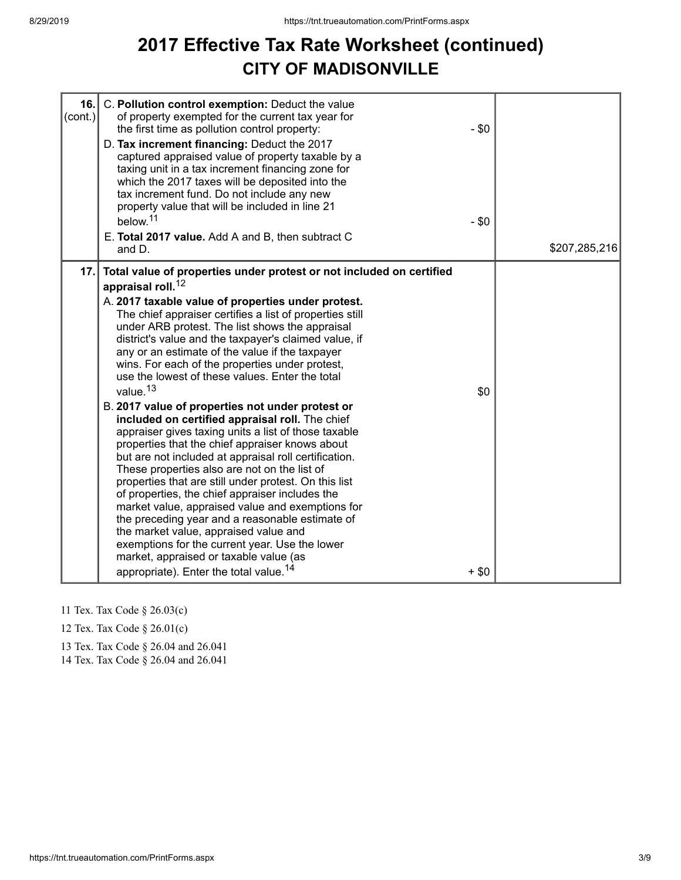# 2017 Effective Tax Rate Worksheet (continued)

## CITY OF MADISONVILLE

| Line | Description | | Amount |
|---|---|---|---|
| 16. (cont.) | C. **Pollution control exemption:** Deduct the value of property exempted for the current tax year for the first time as pollution control property: | - $0 | |
| | D. **Tax increment financing:** Deduct the 2017 captured appraised value of property taxable by a taxing unit in a tax increment financing zone for which the 2017 taxes will be deposited into the tax increment fund. Do not include any new property value that will be included in line 21 below.[11] | - $0 | |
| | E. **Total 2017 value.** Add A and B, then subtract C and D. | | $207,285,216 |
| 17. | **Total value of properties under protest or not included on certified appraisal roll.**[12] | | |
| | A. **2017 taxable value of properties under protest.** The chief appraiser certifies a list of properties still under ARB protest. The list shows the appraisal district's value and the taxpayer's claimed value, if any or an estimate of the value if the taxpayer wins. For each of the properties under protest, use the lowest of these values. Enter the total value.[13] | $0 | |
| | B. **2017 value of properties not under protest or included on certified appraisal roll.** The chief appraiser gives taxing units a list of those taxable properties that the chief appraiser knows about but are not included at appraisal roll certification. These properties also are not on the list of properties that are still under protest. On this list of properties, the chief appraiser includes the market value, appraised value and exemptions for the preceding year and a reasonable estimate of the market value, appraised value and exemptions for the current year. Use the lower market, appraised or taxable value (as appropriate). Enter the total value.[14] | + $0 | |

11 Tex. Tax Code § 26.03(c)

12 Tex. Tax Code § 26.01(c)

13 Tex. Tax Code § 26.04 and 26.041

14 Tex. Tax Code § 26.04 and 26.041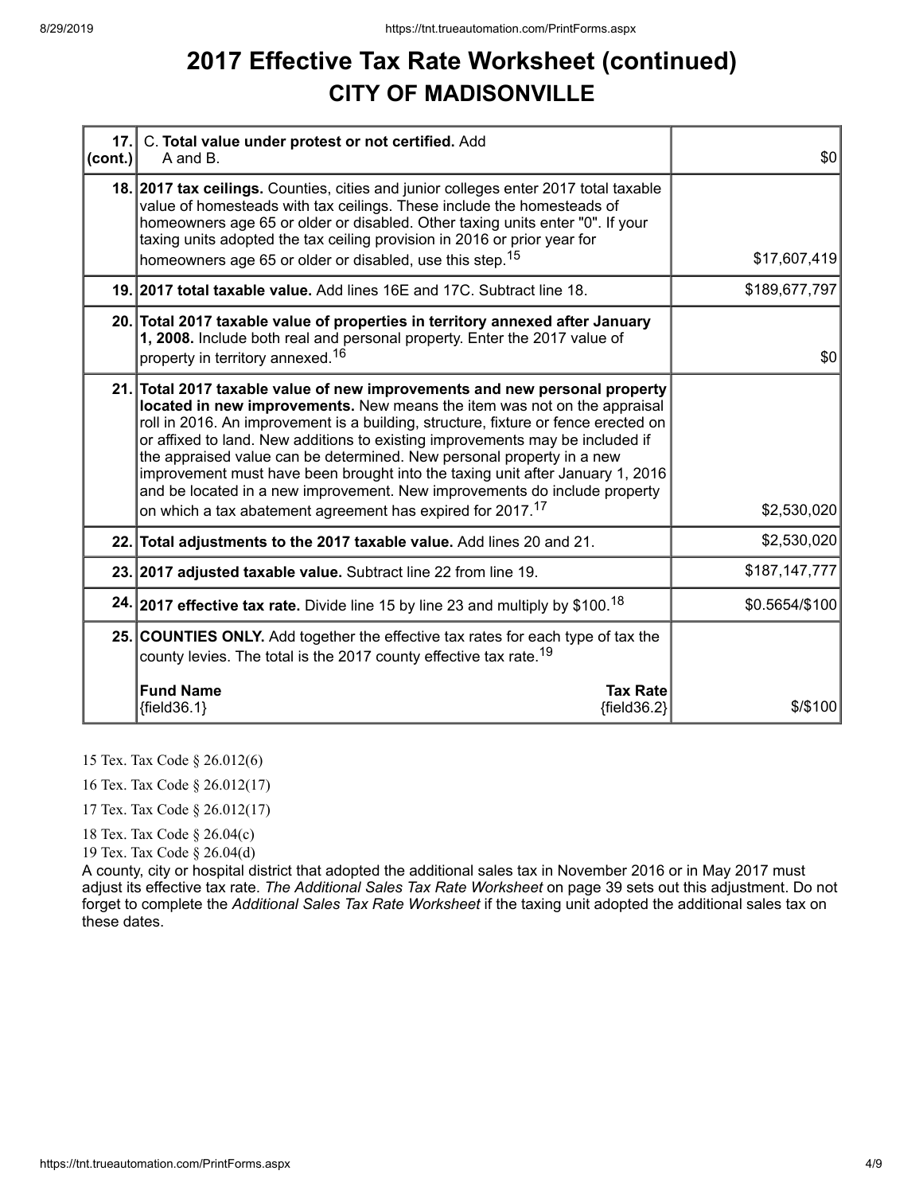# 2017 Effective Tax Rate Worksheet (continued)

## CITY OF MADISONVILLE

| | | |
|---|---|---|
| 17. (cont.) | C. **Total value under protest or not certified.** Add A and B. | $0 |
| 18. | **2017 tax ceilings.** Counties, cities and junior colleges enter 2017 total taxable value of homesteads with tax ceilings. These include the homesteads of homeowners age 65 or older or disabled. Other taxing units enter "0". If your taxing units adopted the tax ceiling provision in 2016 or prior year for homeowners age 65 or older or disabled, use this step.[15] | $17,607,419 |
| 19. | **2017 total taxable value.** Add lines 16E and 17C. Subtract line 18. | $189,677,797 |
| 20. | **Total 2017 taxable value of properties in territory annexed after January 1, 2008.** Include both real and personal property. Enter the 2017 value of property in territory annexed.[16] | $0 |
| 21. | **Total 2017 taxable value of new improvements and new personal property located in new improvements.** New means the item was not on the appraisal roll in 2016. An improvement is a building, structure, fixture or fence erected on or affixed to land. New additions to existing improvements may be included if the appraised value can be determined. New personal property in a new improvement must have been brought into the taxing unit after January 1, 2016 and be located in a new improvement. New improvements do include property on which a tax abatement agreement has expired for 2017.[17] | $2,530,020 |
| 22. | **Total adjustments to the 2017 taxable value.** Add lines 20 and 21. | $2,530,020 |
| 23. | **2017 adjusted taxable value.** Subtract line 22 from line 19. | $187,147,777 |
| 24. | **2017 effective tax rate.** Divide line 15 by line 23 and multiply by $100.[18] | $0.5654/$100 |
| 25. | **COUNTIES ONLY.** Add together the effective tax rates for each type of tax the county levies. The total is the 2017 county effective tax rate.[19]<br><br>**Fund Name** {field36.1} — **Tax Rate** {field36.2} | $/$100 |

15 Tex. Tax Code § 26.012(6)

16 Tex. Tax Code § 26.012(17)

17 Tex. Tax Code § 26.012(17)

18 Tex. Tax Code § 26.04(c)

19 Tex. Tax Code § 26.04(d)

A county, city or hospital district that adopted the additional sales tax in November 2016 or in May 2017 must adjust its effective tax rate. *The Additional Sales Tax Rate Worksheet* on page 39 sets out this adjustment. Do not forget to complete the *Additional Sales Tax Rate Worksheet* if the taxing unit adopted the additional sales tax on these dates.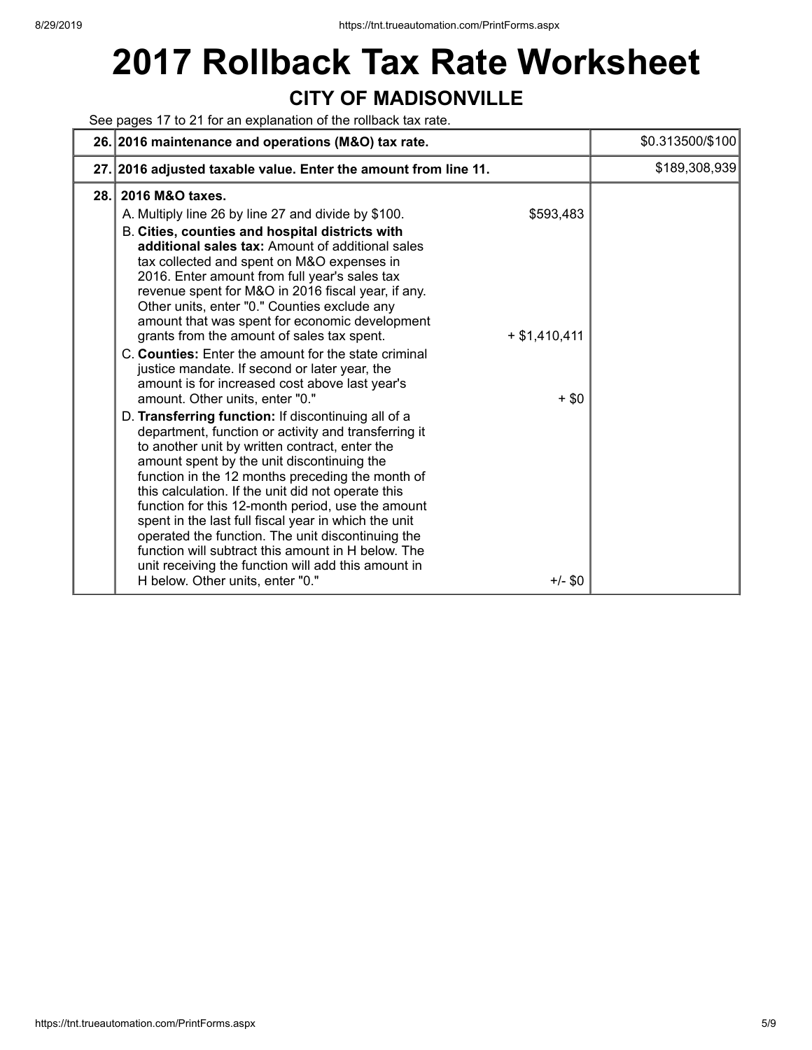# 2017 Rollback Tax Rate Worksheet

## CITY OF MADISONVILLE

See pages 17 to 21 for an explanation of the rollback tax rate.

| Line | Description | | Amount |
|---|---|---|---|
| 26. | **2016 maintenance and operations (M&O) tax rate.** | | $0.313500/$100 |
| 27. | **2016 adjusted taxable value. Enter the amount from line 11.** | | $189,308,939 |
| 28. | **2016 M&O taxes.** | | |
| | A. Multiply line 26 by line 27 and divide by $100. | $593,483 | |
| | B. **Cities, counties and hospital districts with additional sales tax:** Amount of additional sales tax collected and spent on M&O expenses in 2016. Enter amount from full year's sales tax revenue spent for M&O in 2016 fiscal year, if any. Other units, enter "0." Counties exclude any amount that was spent for economic development grants from the amount of sales tax spent. | + $1,410,411 | |
| | C. **Counties:** Enter the amount for the state criminal justice mandate. If second or later year, the amount is for increased cost above last year's amount. Other units, enter "0." | + $0 | |
| | D. **Transferring function:** If discontinuing all of a department, function or activity and transferring it to another unit by written contract, enter the amount spent by the unit discontinuing the function in the 12 months preceding the month of this calculation. If the unit did not operate this function for this 12-month period, use the amount spent in the last full fiscal year in which the unit operated the function. The unit discontinuing the function will subtract this amount in H below. The unit receiving the function will add this amount in H below. Other units, enter "0." | +/- $0 | |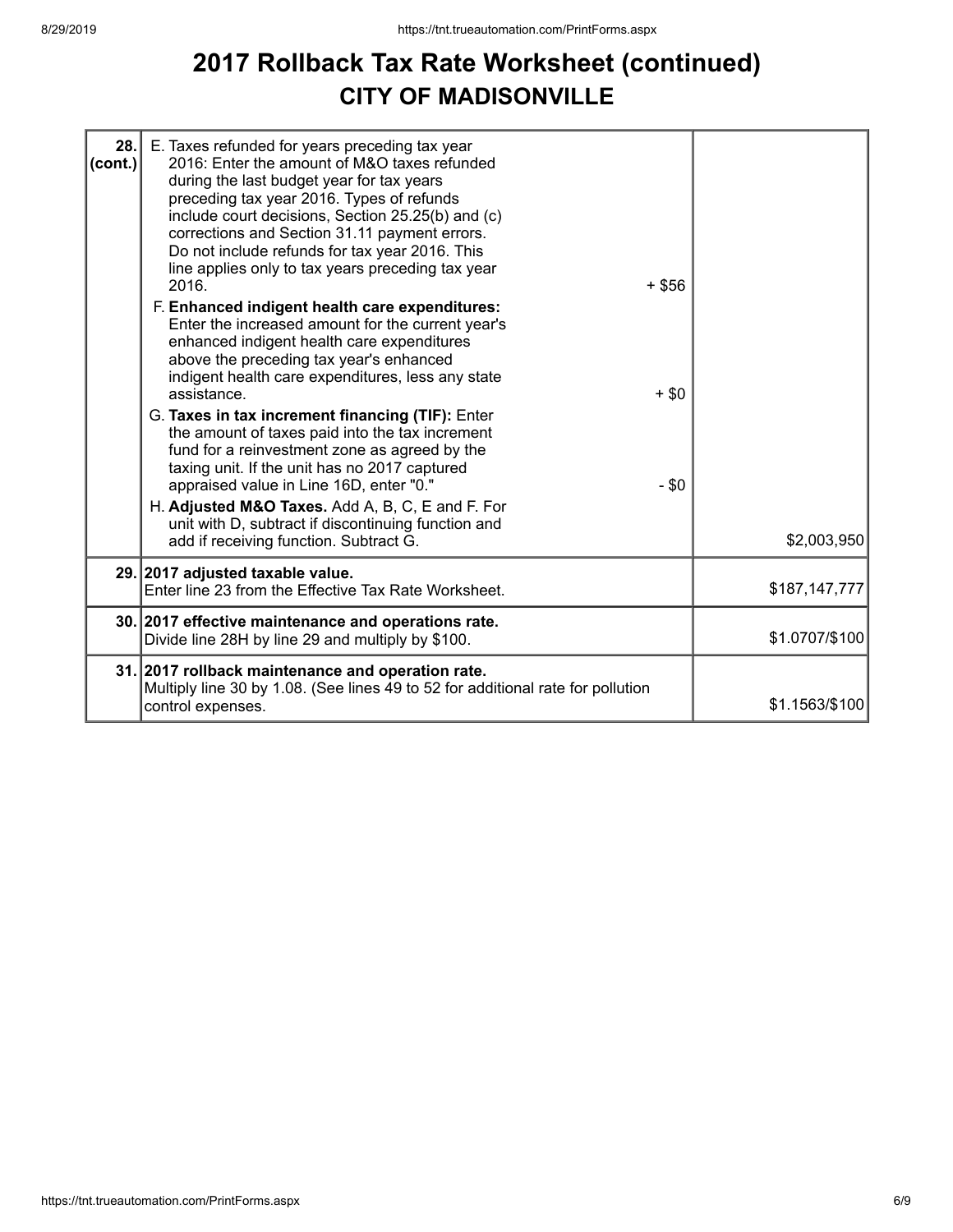# 2017 Rollback Tax Rate Worksheet (continued)

## CITY OF MADISONVILLE

| | | | |
|---|---|---|---|
| 28. (cont.) | E. Taxes refunded for years preceding tax year 2016: Enter the amount of M&O taxes refunded during the last budget year for tax years preceding tax year 2016. Types of refunds include court decisions, Section 25.25(b) and (c) corrections and Section 31.11 payment errors. Do not include refunds for tax year 2016. This line applies only to tax years preceding tax year 2016. | + $56 | |
| | F. **Enhanced indigent health care expenditures:** Enter the increased amount for the current year's enhanced indigent health care expenditures above the preceding tax year's enhanced indigent health care expenditures, less any state assistance. | + $0 | |
| | G. **Taxes in tax increment financing (TIF):** Enter the amount of taxes paid into the tax increment fund for a reinvestment zone as agreed by the taxing unit. If the unit has no 2017 captured appraised value in Line 16D, enter "0." | - $0 | |
| | H. **Adjusted M&O Taxes.** Add A, B, C, E and F. For unit with D, subtract if discontinuing function and add if receiving function. Subtract G. | | $2,003,950 |
| 29. | **2017 adjusted taxable value.** Enter line 23 from the Effective Tax Rate Worksheet. | | $187,147,777 |
| 30. | **2017 effective maintenance and operations rate.** Divide line 28H by line 29 and multiply by $100. | | $1.0707/$100 |
| 31. | **2017 rollback maintenance and operation rate.** Multiply line 30 by 1.08. (See lines 49 to 52 for additional rate for pollution control expenses. | | $1.1563/$100 |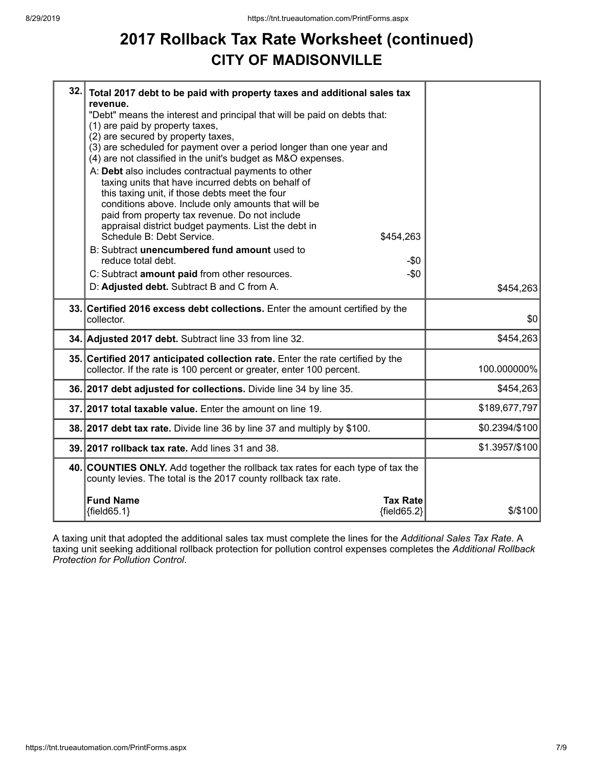# 2017 Rollback Tax Rate Worksheet (continued)

## CITY OF MADISONVILLE

| Line | Description | Amount |
|---|---|---|
| 32. | **Total 2017 debt to be paid with property taxes and additional sales tax revenue.**<br>"Debt" means the interest and principal that will be paid on debts that:<br>(1) are paid by property taxes,<br>(2) are secured by property taxes,<br>(3) are scheduled for payment over a period longer than one year and<br>(4) are not classified in the unit's budget as M&O expenses.<br>A: **Debt** also includes contractual payments to other taxing units that have incurred debts on behalf of this taxing unit, if those debts meet the four conditions above. Include only amounts that will be paid from property tax revenue. Do not include appraisal district budget payments. List the debt in Schedule B: Debt Service. $454,263<br>B: Subtract **unencumbered fund amount** used to reduce total debt. -$0<br>C: Subtract **amount paid** from other resources. -$0<br>D: **Adjusted debt.** Subtract B and C from A. | $454,263 |
| 33. | **Certified 2016 excess debt collections.** Enter the amount certified by the collector. | $0 |
| 34. | **Adjusted 2017 debt.** Subtract line 33 from line 32. | $454,263 |
| 35. | **Certified 2017 anticipated collection rate.** Enter the rate certified by the collector. If the rate is 100 percent or greater, enter 100 percent. | 100.000000% |
| 36. | **2017 debt adjusted for collections.** Divide line 34 by line 35. | $454,263 |
| 37. | **2017 total taxable value.** Enter the amount on line 19. | $189,677,797 |
| 38. | **2017 debt tax rate.** Divide line 36 by line 37 and multiply by $100. | $0.2394/$100 |
| 39. | **2017 rollback tax rate.** Add lines 31 and 38. | $1.3957/$100 |
| 40. | **COUNTIES ONLY.** Add together the rollback tax rates for each type of tax the county levies. The total is the 2017 county rollback tax rate.<br>**Fund Name** {field65.1} — **Tax Rate** {field65.2} | $/$100 |

A taxing unit that adopted the additional sales tax must complete the lines for the *Additional Sales Tax Rate*. A taxing unit seeking additional rollback protection for pollution control expenses completes the *Additional Rollback Protection for Pollution Control*.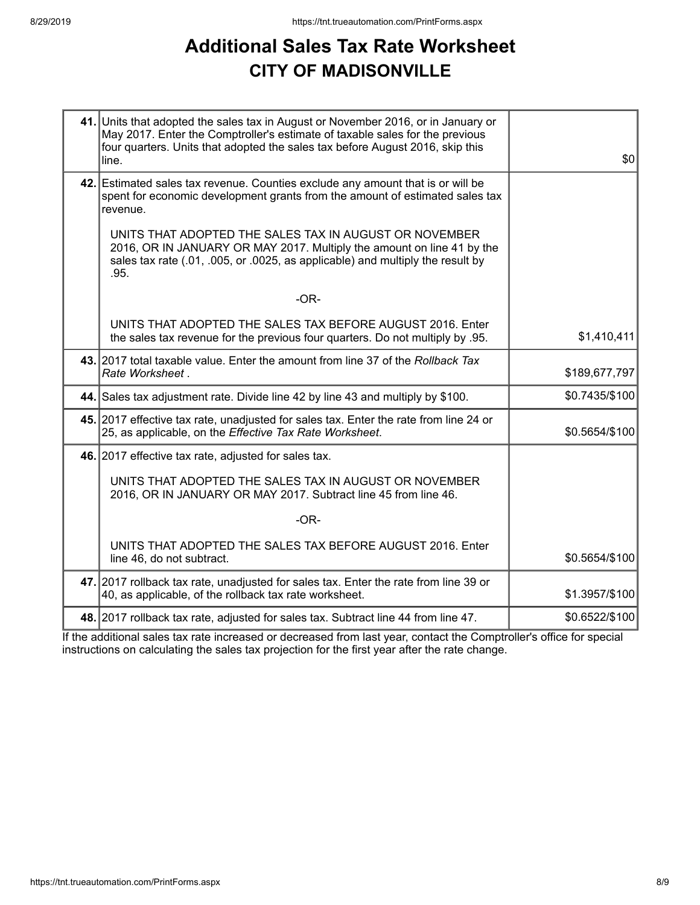# Additional Sales Tax Rate Worksheet

## CITY OF MADISONVILLE

| | | |
|---|---|---|
| **41.** | Units that adopted the sales tax in August or November 2016, or in January or May 2017. Enter the Comptroller's estimate of taxable sales for the previous four quarters. Units that adopted the sales tax before August 2016, skip this line. | $0 |
| **42.** | Estimated sales tax revenue. Counties exclude any amount that is or will be spent for economic development grants from the amount of estimated sales tax revenue.<br><br>UNITS THAT ADOPTED THE SALES TAX IN AUGUST OR NOVEMBER 2016, OR IN JANUARY OR MAY 2017. Multiply the amount on line 41 by the sales tax rate (.01, .005, or .0025, as applicable) and multiply the result by .95.<br><br>-OR-<br><br>UNITS THAT ADOPTED THE SALES TAX BEFORE AUGUST 2016. Enter the sales tax revenue for the previous four quarters. Do not multiply by .95. | $1,410,411 |
| **43.** | 2017 total taxable value. Enter the amount from line 37 of the *Rollback Tax Rate Worksheet* . | $189,677,797 |
| **44.** | Sales tax adjustment rate. Divide line 42 by line 43 and multiply by $100. | $0.7435/$100 |
| **45.** | 2017 effective tax rate, unadjusted for sales tax. Enter the rate from line 24 or 25, as applicable, on the *Effective Tax Rate Worksheet*. | $0.5654/$100 |
| **46.** | 2017 effective tax rate, adjusted for sales tax.<br><br>UNITS THAT ADOPTED THE SALES TAX IN AUGUST OR NOVEMBER 2016, OR IN JANUARY OR MAY 2017. Subtract line 45 from line 46.<br><br>-OR-<br><br>UNITS THAT ADOPTED THE SALES TAX BEFORE AUGUST 2016. Enter line 46, do not subtract. | $0.5654/$100 |
| **47.** | 2017 rollback tax rate, unadjusted for sales tax. Enter the rate from line 39 or 40, as applicable, of the rollback tax rate worksheet. | $1.3957/$100 |
| **48.** | 2017 rollback tax rate, adjusted for sales tax. Subtract line 44 from line 47. | $0.6522/$100 |

If the additional sales tax rate increased or decreased from last year, contact the Comptroller's office for special instructions on calculating the sales tax projection for the first year after the rate change.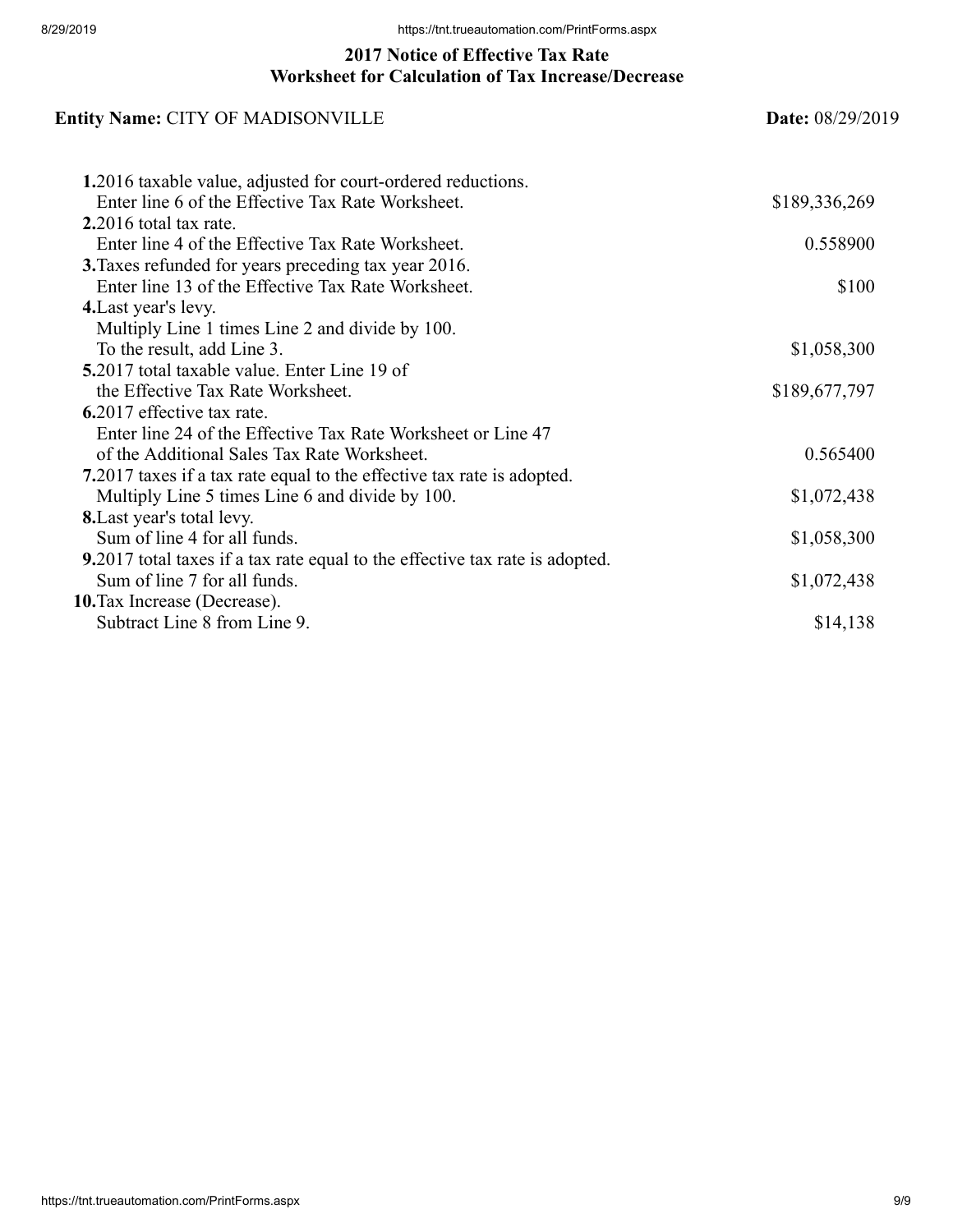## 2017 Notice of Effective Tax Rate
## Worksheet for Calculation of Tax Increase/Decrease

**Entity Name:** CITY OF MADISONVILLE **Date:** 08/29/2019

| | |
|---|---|
| **1.** 2016 taxable value, adjusted for court-ordered reductions. Enter line 6 of the Effective Tax Rate Worksheet. | $189,336,269 |
| **2.** 2016 total tax rate. Enter line 4 of the Effective Tax Rate Worksheet. | 0.558900 |
| **3.** Taxes refunded for years preceding tax year 2016. Enter line 13 of the Effective Tax Rate Worksheet. | $100 |
| **4.** Last year's levy. Multiply Line 1 times Line 2 and divide by 100. To the result, add Line 3. | $1,058,300 |
| **5.** 2017 total taxable value. Enter Line 19 of the Effective Tax Rate Worksheet. | $189,677,797 |
| **6.** 2017 effective tax rate. Enter line 24 of the Effective Tax Rate Worksheet or Line 47 of the Additional Sales Tax Rate Worksheet. | 0.565400 |
| **7.** 2017 taxes if a tax rate equal to the effective tax rate is adopted. Multiply Line 5 times Line 6 and divide by 100. | $1,072,438 |
| **8.** Last year's total levy. Sum of line 4 for all funds. | $1,058,300 |
| **9.** 2017 total taxes if a tax rate equal to the effective tax rate is adopted. Sum of line 7 for all funds. | $1,072,438 |
| **10.** Tax Increase (Decrease). Subtract Line 8 from Line 9. | $14,138 |